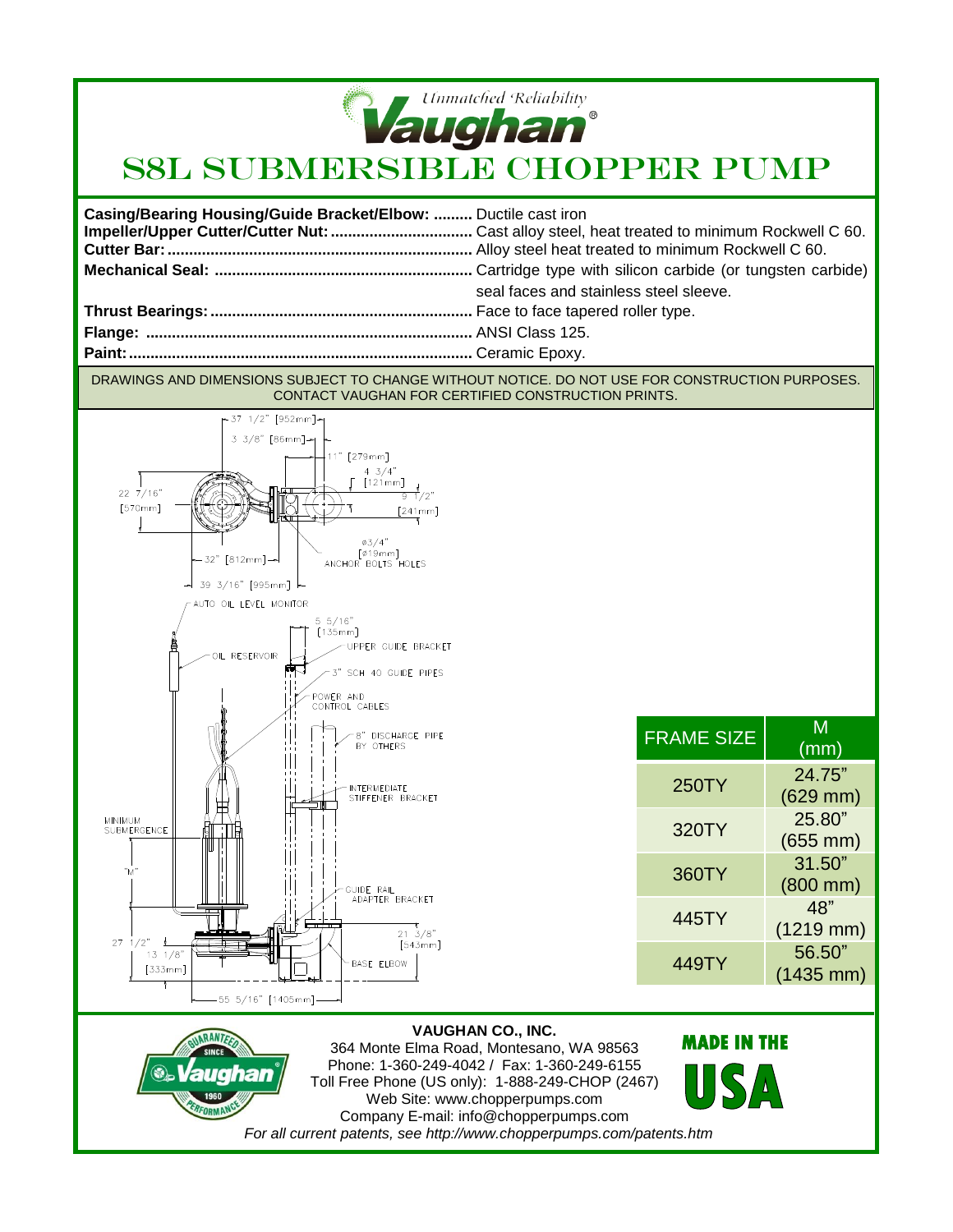*Unmatched Reliability*

**Vaughan®**

# S8L SUBMERSIBLE CHOPPER PUMP

**Casing/Bearing Housing/Guide Bracket/Elbow:** ......... Ductile cast iron
**Impeller/Upper Cutter/Cutter Nut:** ................................ Cast alloy steel, heat treated to minimum Rockwell C 60.
**Cutter Bar:** ...................................................................... Alloy steel heat treated to minimum Rockwell C 60.
**Mechanical Seal:** ........................................................... Cartridge type with silicon carbide (or tungsten carbide) seal faces and stainless steel sleeve.
**Thrust Bearings:** ........................................................... Face to face tapered roller type.
**Flange:** .......................................................................... ANSI Class 125.
**Paint:** .............................................................................. Ceramic Epoxy.

DRAWINGS AND DIMENSIONS SUBJECT TO CHANGE WITHOUT NOTICE. DO NOT USE FOR CONSTRUCTION PURPOSES. CONTACT VAUGHAN FOR CERTIFIED CONSTRUCTION PRINTS.

37 1/2" [952mm]
3 3/8" [86mm]
11" [279mm]
4 3/4" [121mm]
22 7/16" [570mm]
9 1/2" [241mm]
ø3/4" [ø19mm] ANCHOR BOLTS HOLES
32" [812mm]
39 3/16" [995mm]
AUTO OIL LEVEL MONITOR
5 5/16" [135mm]
UPPER GUIDE BRACKET
OIL RESERVOIR
3" SCH 40 GUIDE PIPES
POWER AND CONTROL CABLES
8" DISCHARGE PIPE BY OTHERS
INTERMEDIATE STIFFENER BRACKET
MINIMUM SUBMERGENCE
"M"
GUIDE RAIL ADAPTER BRACKET
21 3/8" [543mm]
27 1/2"
13 1/8" [333mm]
BASE ELBOW
55 5/16" [1405mm]

| FRAME SIZE | M (mm) |
|---|---|
| 250TY | 24.75" (629 mm) |
| 320TY | 25.80" (655 mm) |
| 360TY | 31.50" (800 mm) |
| 445TY | 48" (1219 mm) |
| 449TY | 56.50" (1435 mm) |

GUARANTEED PERFORMANCE SINCE 1960 Vaughan®

**VAUGHAN CO., INC.**
364 Monte Elma Road, Montesano, WA 98563
Phone: 1-360-249-4042 / Fax: 1-360-249-6155
Toll Free Phone (US only): 1-888-249-CHOP (2467)
Web Site: www.chopperpumps.com
Company E-mail: info@chopperpumps.com
*For all current patents, see http://www.chopperpumps.com/patents.htm*

**MADE IN THE USA**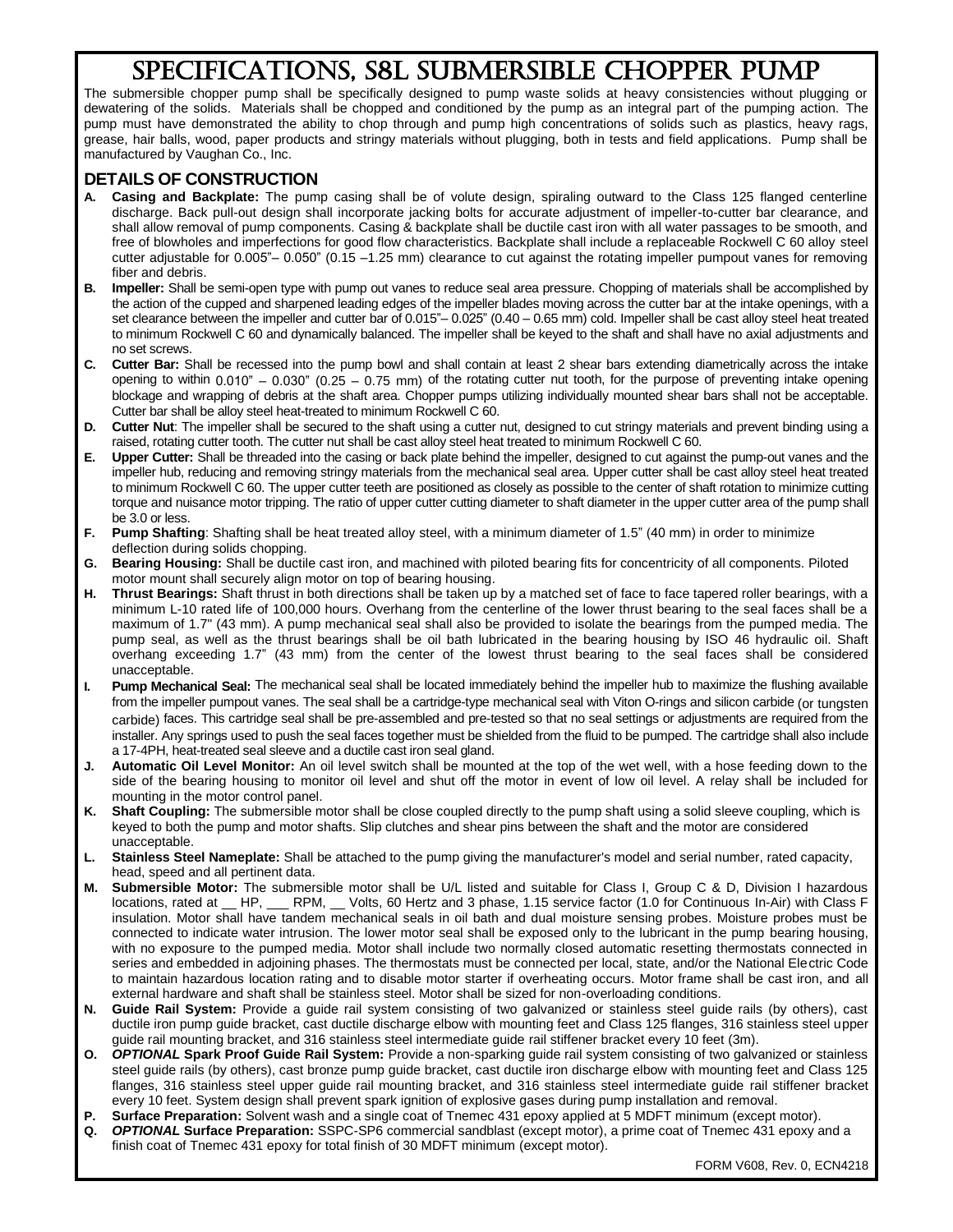# SPECIFICATIONS, S8L SUBMERSIBLE CHOPPER PUMP

The submersible chopper pump shall be specifically designed to pump waste solids at heavy consistencies without plugging or dewatering of the solids. Materials shall be chopped and conditioned by the pump as an integral part of the pumping action. The pump must have demonstrated the ability to chop through and pump high concentrations of solids such as plastics, heavy rags, grease, hair balls, wood, paper products and stringy materials without plugging, both in tests and field applications. Pump shall be manufactured by Vaughan Co., Inc.

## DETAILS OF CONSTRUCTION

**A. Casing and Backplate:** The pump casing shall be of volute design, spiraling outward to the Class 125 flanged centerline discharge. Back pull-out design shall incorporate jacking bolts for accurate adjustment of impeller-to-cutter bar clearance, and shall allow removal of pump components. Casing & backplate shall be ductile cast iron with all water passages to be smooth, and free of blowholes and imperfections for good flow characteristics. Backplate shall include a replaceable Rockwell C 60 alloy steel cutter adjustable for 0.005"– 0.050" (0.15 –1.25 mm) clearance to cut against the rotating impeller pumpout vanes for removing fiber and debris.

**B. Impeller:** Shall be semi-open type with pump out vanes to reduce seal area pressure. Chopping of materials shall be accomplished by the action of the cupped and sharpened leading edges of the impeller blades moving across the cutter bar at the intake openings, with a set clearance between the impeller and cutter bar of 0.015"– 0.025" (0.40 – 0.65 mm) cold. Impeller shall be cast alloy steel heat treated to minimum Rockwell C 60 and dynamically balanced. The impeller shall be keyed to the shaft and shall have no axial adjustments and no set screws.

**C. Cutter Bar:** Shall be recessed into the pump bowl and shall contain at least 2 shear bars extending diametrically across the intake opening to within 0.010" – 0.030" (0.25 – 0.75 mm) of the rotating cutter nut tooth, for the purpose of preventing intake opening blockage and wrapping of debris at the shaft area. Chopper pumps utilizing individually mounted shear bars shall not be acceptable. Cutter bar shall be alloy steel heat-treated to minimum Rockwell C 60.

**D. Cutter Nut**: The impeller shall be secured to the shaft using a cutter nut, designed to cut stringy materials and prevent binding using a raised, rotating cutter tooth. The cutter nut shall be cast alloy steel heat treated to minimum Rockwell C 60.

**E. Upper Cutter:** Shall be threaded into the casing or back plate behind the impeller, designed to cut against the pump-out vanes and the impeller hub, reducing and removing stringy materials from the mechanical seal area. Upper cutter shall be cast alloy steel heat treated to minimum Rockwell C 60. The upper cutter teeth are positioned as closely as possible to the center of shaft rotation to minimize cutting torque and nuisance motor tripping. The ratio of upper cutter cutting diameter to shaft diameter in the upper cutter area of the pump shall be 3.0 or less.

**F. Pump Shafting**: Shafting shall be heat treated alloy steel, with a minimum diameter of 1.5" (40 mm) in order to minimize deflection during solids chopping.

**G. Bearing Housing:** Shall be ductile cast iron, and machined with piloted bearing fits for concentricity of all components. Piloted motor mount shall securely align motor on top of bearing housing.

**H. Thrust Bearings:** Shaft thrust in both directions shall be taken up by a matched set of face to face tapered roller bearings, with a minimum L-10 rated life of 100,000 hours. Overhang from the centerline of the lower thrust bearing to the seal faces shall be a maximum of 1.7" (43 mm). A pump mechanical seal shall also be provided to isolate the bearings from the pumped media. The pump seal, as well as the thrust bearings shall be oil bath lubricated in the bearing housing by ISO 46 hydraulic oil. Shaft overhang exceeding 1.7" (43 mm) from the center of the lowest thrust bearing to the seal faces shall be considered unacceptable.

**I. Pump Mechanical Seal:** The mechanical seal shall be located immediately behind the impeller hub to maximize the flushing available from the impeller pumpout vanes. The seal shall be a cartridge-type mechanical seal with Viton O-rings and silicon carbide (or tungsten carbide) faces. This cartridge seal shall be pre-assembled and pre-tested so that no seal settings or adjustments are required from the installer. Any springs used to push the seal faces together must be shielded from the fluid to be pumped. The cartridge shall also include a 17-4PH, heat-treated seal sleeve and a ductile cast iron seal gland.

**J. Automatic Oil Level Monitor:** An oil level switch shall be mounted at the top of the wet well, with a hose feeding down to the side of the bearing housing to monitor oil level and shut off the motor in event of low oil level. A relay shall be included for mounting in the motor control panel.

**K. Shaft Coupling:** The submersible motor shall be close coupled directly to the pump shaft using a solid sleeve coupling, which is keyed to both the pump and motor shafts. Slip clutches and shear pins between the shaft and the motor are considered unacceptable.

**L. Stainless Steel Nameplate:** Shall be attached to the pump giving the manufacturer's model and serial number, rated capacity, head, speed and all pertinent data.

**M. Submersible Motor:** The submersible motor shall be U/L listed and suitable for Class I, Group C & D, Division I hazardous locations, rated at __ HP, ___ RPM, __ Volts, 60 Hertz and 3 phase, 1.15 service factor (1.0 for Continuous In-Air) with Class F insulation. Motor shall have tandem mechanical seals in oil bath and dual moisture sensing probes. Moisture probes must be connected to indicate water intrusion. The lower motor seal shall be exposed only to the lubricant in the pump bearing housing, with no exposure to the pumped media. Motor shall include two normally closed automatic resetting thermostats connected in series and embedded in adjoining phases. The thermostats must be connected per local, state, and/or the National Electric Code to maintain hazardous location rating and to disable motor starter if overheating occurs. Motor frame shall be cast iron, and all external hardware and shaft shall be stainless steel. Motor shall be sized for non-overloading conditions.

**N. Guide Rail System:** Provide a guide rail system consisting of two galvanized or stainless steel guide rails (by others), cast ductile iron pump guide bracket, cast ductile discharge elbow with mounting feet and Class 125 flanges, 316 stainless steel upper guide rail mounting bracket, and 316 stainless steel intermediate guide rail stiffener bracket every 10 feet (3m).

**O. *OPTIONAL* Spark Proof Guide Rail System:** Provide a non-sparking guide rail system consisting of two galvanized or stainless steel guide rails (by others), cast bronze pump guide bracket, cast ductile iron discharge elbow with mounting feet and Class 125 flanges, 316 stainless steel upper guide rail mounting bracket, and 316 stainless steel intermediate guide rail stiffener bracket every 10 feet. System design shall prevent spark ignition of explosive gases during pump installation and removal.

**P. Surface Preparation:** Solvent wash and a single coat of Tnemec 431 epoxy applied at 5 MDFT minimum (except motor).

**Q. *OPTIONAL* Surface Preparation:** SSPC-SP6 commercial sandblast (except motor), a prime coat of Tnemec 431 epoxy and a finish coat of Tnemec 431 epoxy for total finish of 30 MDFT minimum (except motor).

FORM V608, Rev. 0, ECN4218